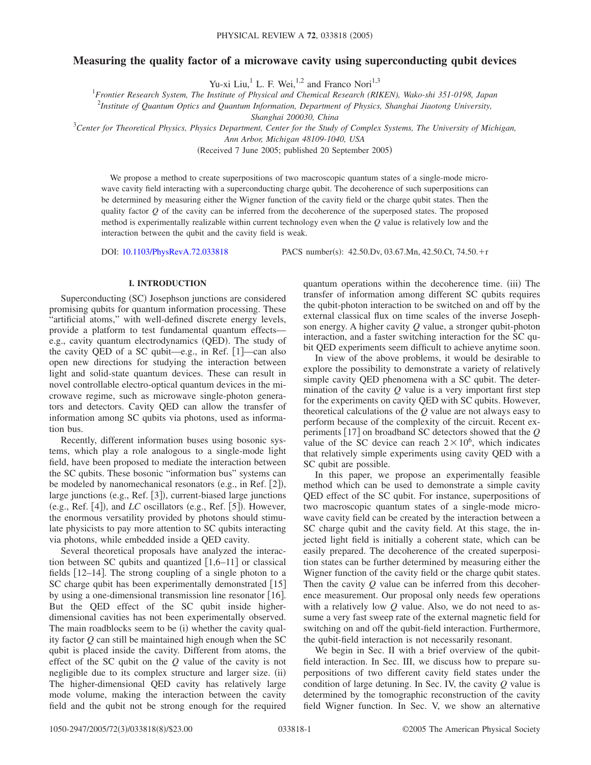# Measuring the quality factor of a microwave cavity using superconducting qubit devices

Yu-xi Liu,[1] L. F. Wei,[1,2] and Franco Nori[1,3]

[1] *Frontier Research System, The Institute of Physical and Chemical Research (RIKEN), Wako-shi 351-0198, Japan*

[2] *Institute of Quantum Optics and Quantum Information, Department of Physics, Shanghai Jiaotong University, Shanghai 200030, China*

[3] *Center for Theoretical Physics, Physics Department, Center for the Study of Complex Systems, The University of Michigan, Ann Arbor, Michigan 48109-1040, USA*

(Received 7 June 2005; published 20 September 2005)

We propose a method to create superpositions of two macroscopic quantum states of a single-mode microwave cavity field interacting with a superconducting charge qubit. The decoherence of such superpositions can be determined by measuring either the Wigner function of the cavity field or the charge qubit states. Then the quality factor $Q$ of the cavity can be inferred from the decoherence of the superposed states. The proposed method is experimentally realizable within current technology even when the $Q$ value is relatively low and the interaction between the qubit and the cavity field is weak.

DOI: 10.1103/PhysRevA.72.033818 PACS number(s): 42.50.Dv, 03.67.Mn, 42.50.Ct, 74.50.+r

## I. INTRODUCTION

Superconducting (SC) Josephson junctions are considered promising qubits for quantum information processing. These "artificial atoms," with well-defined discrete energy levels, provide a platform to test fundamental quantum effects—e.g., cavity quantum electrodynamics (QED). The study of the cavity QED of a SC qubit—e.g., in Ref. [1]—can also open new directions for studying the interaction between light and solid-state quantum devices. These can result in novel controllable electro-optical quantum devices in the microwave regime, such as microwave single-photon generators and detectors. Cavity QED can allow the transfer of information among SC qubits via photons, used as information bus.

Recently, different information buses using bosonic systems, which play a role analogous to a single-mode light field, have been proposed to mediate the interaction between the SC qubits. These bosonic "information bus" systems can be modeled by nanomechanical resonators (e.g., in Ref. [2]), large junctions (e.g., Ref. [3]), current-biased large junctions (e.g., Ref. [4]), and $LC$ oscillators (e.g., Ref. [5]). However, the enormous versatility provided by photons should stimulate physicists to pay more attention to SC qubits interacting via photons, while embedded inside a QED cavity.

Several theoretical proposals have analyzed the interaction between SC qubits and quantized [1,6–11] or classical fields [12–14]. The strong coupling of a single photon to a SC charge qubit has been experimentally demonstrated [15] by using a one-dimensional transmission line resonator [16]. But the QED effect of the SC qubit inside higher-dimensional cavities has not been experimentally observed. The main roadblocks seem to be (i) whether the cavity quality factor $Q$ can still be maintained high enough when the SC qubit is placed inside the cavity. Different from atoms, the effect of the SC qubit on the $Q$ value of the cavity is not negligible due to its complex structure and larger size. (ii) The higher-dimensional QED cavity has relatively large mode volume, making the interaction between the cavity field and the qubit not be strong enough for the required quantum operations within the decoherence time. (iii) The transfer of information among different SC qubits requires the qubit-photon interaction to be switched on and off by the external classical flux on time scales of the inverse Josephson energy. A higher cavity $Q$ value, a stronger qubit-photon interaction, and a faster switching interaction for the SC qubit QED experiments seem difficult to achieve anytime soon.

In view of the above problems, it would be desirable to explore the possibility to demonstrate a variety of relatively simple cavity QED phenomena with a SC qubit. The determination of the cavity $Q$ value is a very important first step for the experiments on cavity QED with SC qubits. However, theoretical calculations of the $Q$ value are not always easy to perform because of the complexity of the circuit. Recent experiments [17] on broadband SC detectors showed that the $Q$ value of the SC device can reach $2\times10^6$, which indicates that relatively simple experiments using cavity QED with a SC qubit are possible.

In this paper, we propose an experimentally feasible method which can be used to demonstrate a simple cavity QED effect of the SC qubit. For instance, superpositions of two macroscopic quantum states of a single-mode microwave cavity field can be created by the interaction between a SC charge qubit and the cavity field. At this stage, the injected light field is initially a coherent state, which can be easily prepared. The decoherence of the created superposition states can be further determined by measuring either the Wigner function of the cavity field or the charge qubit states. Then the cavity $Q$ value can be inferred from this decoherence measurement. Our proposal only needs few operations with a relatively low $Q$ value. Also, we do not need to assume a very fast sweep rate of the external magnetic field for switching on and off the qubit-field interaction. Furthermore, the qubit-field interaction is not necessarily resonant.

We begin in Sec. II with a brief overview of the qubit-field interaction. In Sec. III, we discuss how to prepare superpositions of two different cavity field states under the condition of large detuning. In Sec. IV, the cavity $Q$ value is determined by the tomographic reconstruction of the cavity field Wigner function. In Sec. V, we show an alternative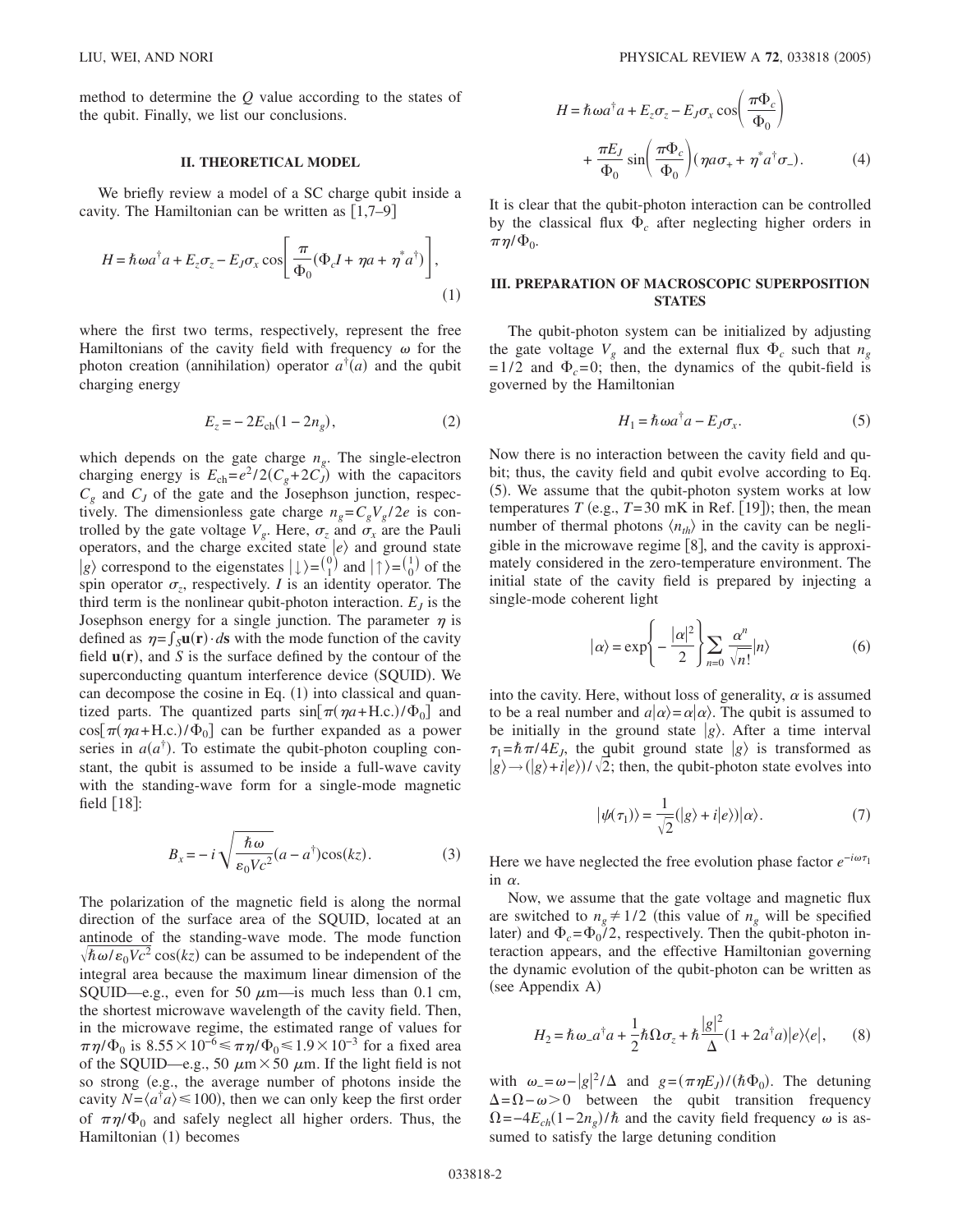method to determine the $Q$ value according to the states of the qubit. Finally, we list our conclusions.

## II. THEORETICAL MODEL

We briefly review a model of a SC charge qubit inside a cavity. The Hamiltonian can be written as [1,7–9]

$$H = \hbar\omega a^{\dagger}a + E_z\sigma_z - E_J\sigma_x \cos\left[\frac{\pi}{\Phi_0}(\Phi_c I + \eta a + \eta^* a^{\dagger})\right], \tag{1}$$

where the first two terms, respectively, represent the free Hamiltonians of the cavity field with frequency $\omega$ for the photon creation (annihilation) operator $a^{\dagger}(a)$ and the qubit charging energy

$$E_z = -2E_{\rm ch}(1-2n_g), \tag{2}$$

which depends on the gate charge $n_g$. The single-electron charging energy is $E_{\rm ch}=e^2/2(C_g+2C_J)$ with the capacitors $C_g$ and $C_J$ of the gate and the Josephson junction, respectively. The dimensionless gate charge $n_g=C_gV_g/2e$ is controlled by the gate voltage $V_g$. Here, $\sigma_z$ and $\sigma_x$ are the Pauli operators, and the charge excited state $|e\rangle$ and ground state $|g\rangle$ correspond to the eigenstates $|\downarrow\rangle=\binom{0}{1}$ and $|\uparrow\rangle=\binom{1}{0}$ of the spin operator $\sigma_z$, respectively. $I$ is an identity operator. The third term is the nonlinear qubit-photon interaction. $E_J$ is the Josephson energy for a single junction. The parameter $\eta$ is defined as $\eta=\int_S \mathbf{u}(\mathbf{r})\cdot d\mathbf{s}$ with the mode function of the cavity field $\mathbf{u}(\mathbf{r})$, and $S$ is the surface defined by the contour of the superconducting quantum interference device (SQUID). We can decompose the cosine in Eq. (1) into classical and quantized parts. The quantized parts $\sin[\pi(\eta a+\text{H.c.})/\Phi_0]$ and $\cos[\pi(\eta a+\text{H.c.})/\Phi_0]$ can be further expanded as a power series in $a(a^{\dagger})$. To estimate the qubit-photon coupling constant, the qubit is assumed to be inside a full-wave cavity with the standing-wave form for a single-mode magnetic field [18]:

$$B_x = -i\sqrt{\frac{\hbar\omega}{\varepsilon_0 V c^2}}(a-a^{\dagger})\cos(kz). \tag{3}$$

The polarization of the magnetic field is along the normal direction of the surface area of the SQUID, located at an antinode of the standing-wave mode. The mode function $\sqrt{\hbar\omega/\varepsilon_0 V c^2}\cos(kz)$ can be assumed to be independent of the integral area because the maximum linear dimension of the SQUID—e.g., even for 50 $\mu$m—is much less than 0.1 cm, the shortest microwave wavelength of the cavity field. Then, in the microwave regime, the estimated range of values for $\pi\eta/\Phi_0$ is $8.55\times10^{-6}\leqslant \pi\eta/\Phi_0 \leqslant 1.9\times10^{-3}$ for a fixed area of the SQUID—e.g., 50 $\mu$m$\times$50 $\mu$m. If the light field is not so strong (e.g., the average number of photons inside the cavity $N=\langle a^{\dagger}a\rangle \leqslant 100$), then we can only keep the first order of $\pi\eta/\Phi_0$ and safely neglect all higher orders. Thus, the Hamiltonian (1) becomes

$$H = \hbar\omega a^{\dagger}a + E_z\sigma_z - E_J\sigma_x\cos\left(\frac{\pi\Phi_c}{\Phi_0}\right) + \frac{\pi E_J}{\Phi_0}\sin\left(\frac{\pi\Phi_c}{\Phi_0}\right)(\eta a\sigma_+ + \eta^* a^{\dagger}\sigma_-). \tag{4}$$

It is clear that the qubit-photon interaction can be controlled by the classical flux $\Phi_c$ after neglecting higher orders in $\pi\eta/\Phi_0$.

## III. PREPARATION OF MACROSCOPIC SUPERPOSITION STATES

The qubit-photon system can be initialized by adjusting the gate voltage $V_g$ and the external flux $\Phi_c$ such that $n_g=1/2$ and $\Phi_c=0$; then, the dynamics of the qubit-field is governed by the Hamiltonian

$$H_1 = \hbar\omega a^{\dagger}a - E_J\sigma_x. \tag{5}$$

Now there is no interaction between the cavity field and qubit; thus, the cavity field and qubit evolve according to Eq. (5). We assume that the qubit-photon system works at low temperatures $T$ (e.g., $T=30$ mK in Ref. [19]); then, the mean number of thermal photons $\langle n_{th}\rangle$ in the cavity can be negligible in the microwave regime [8], and the cavity is approximately considered in the zero-temperature environment. The initial state of the cavity field is prepared by injecting a single-mode coherent light

$$|\alpha\rangle = \exp\left\{-\frac{|\alpha|^2}{2}\right\}\sum_{n=0}\frac{\alpha^n}{\sqrt{n!}}|n\rangle \tag{6}$$

into the cavity. Here, without loss of generality, $\alpha$ is assumed to be a real number and $a|\alpha\rangle=\alpha|\alpha\rangle$. The qubit is assumed to be initially in the ground state $|g\rangle$. After a time interval $\tau_1=\hbar\pi/4E_J$, the qubit ground state $|g\rangle$ is transformed as $|g\rangle \rightarrow (|g\rangle + i|e\rangle)/\sqrt{2}$; then, the qubit-photon state evolves into

$$|\psi(\tau_1)\rangle = \frac{1}{\sqrt{2}}(|g\rangle + i|e\rangle)|\alpha\rangle. \tag{7}$$

Here we have neglected the free evolution phase factor $e^{-i\omega\tau_1}$ in $\alpha$.

Now, we assume that the gate voltage and magnetic flux are switched to $n_g\neq 1/2$ (this value of $n_g$ will be specified later) and $\Phi_c=\Phi_0/2$, respectively. Then the qubit-photon interaction appears, and the effective Hamiltonian governing the dynamic evolution of the qubit-photon can be written as (see Appendix A)

$$H_2 = \hbar\omega_- a^{\dagger}a + \frac{1}{2}\hbar\Omega\sigma_z + \hbar\frac{|g|^2}{\Delta}(1+2a^{\dagger}a)|e\rangle\langle e|, \tag{8}$$

with $\omega_-=\omega-|g|^2/\Delta$ and $g=(\pi\eta E_J)/(\hbar\Phi_0)$. The detuning $\Delta=\Omega-\omega>0$ between the qubit transition frequency $\Omega=-4E_{ch}(1-2n_g)/\hbar$ and the cavity field frequency $\omega$ is assumed to satisfy the large detuning condition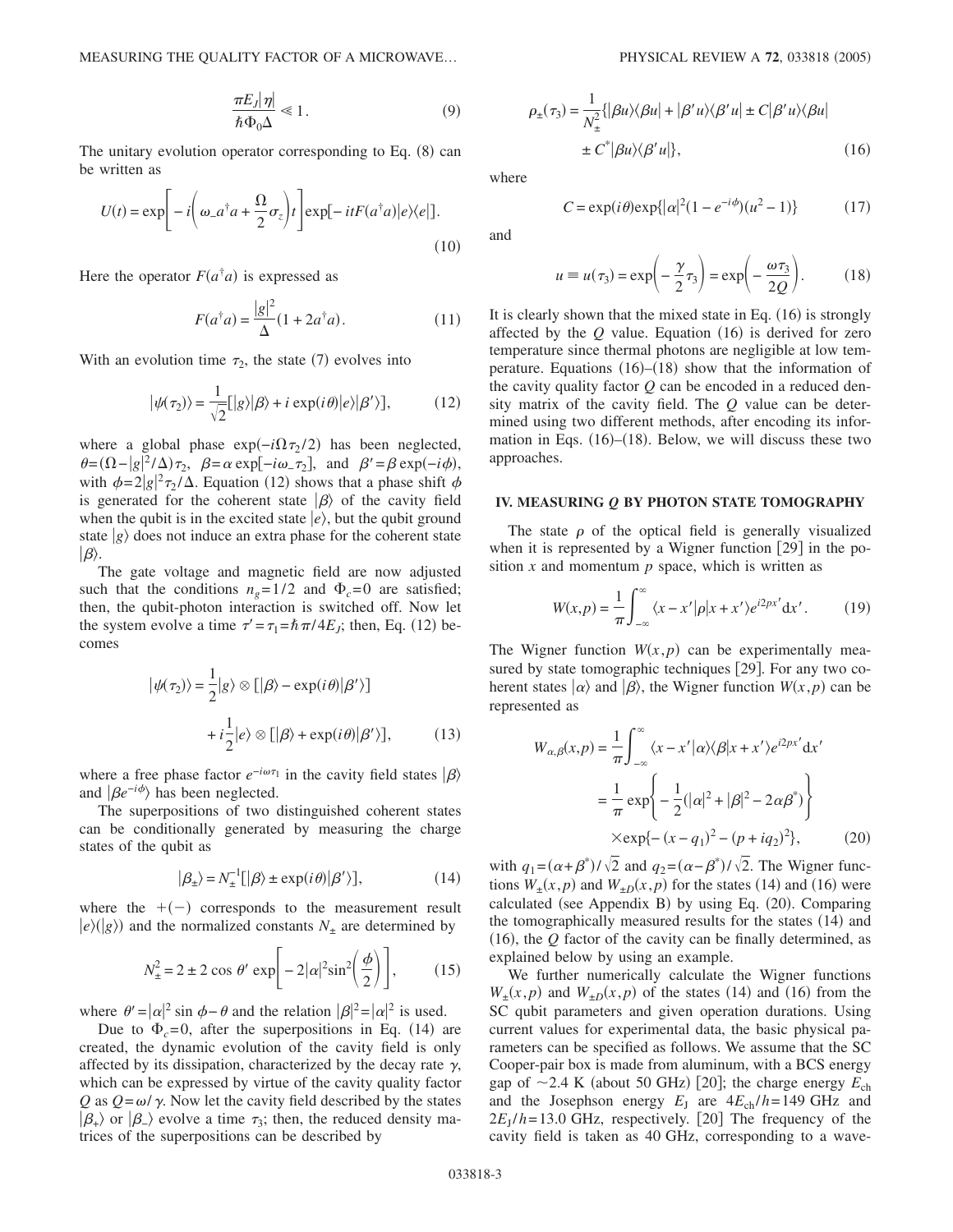$$\frac{\pi E_J|\eta|}{\hbar \Phi_0 \Delta} \ll 1. \tag{9}$$

The unitary evolution operator corresponding to Eq. (8) can be written as

$$U(t) = \exp\left[-i\left(\omega_{-}a^{\dagger}a + \frac{\Omega}{2}\sigma_z\right)t\right]\exp[-itF(a^{\dagger}a)|e\rangle\langle e|]. \tag{10}$$

Here the operator $F(a^{\dagger}a)$ is expressed as

$$F(a^{\dagger}a) = \frac{|g|^2}{\Delta}(1 + 2a^{\dagger}a). \tag{11}$$

With an evolution time $\tau_2$, the state (7) evolves into

$$|\psi(\tau_2)\rangle = \frac{1}{\sqrt{2}}[|g\rangle|\beta\rangle + i\exp(i\theta)|e\rangle|\beta'\rangle], \tag{12}$$

where a global phase $\exp(-i\Omega\tau_2/2)$ has been neglected, $\theta = (\Omega - |g|^2/\Delta)\tau_2$, $\beta = \alpha\exp[-i\omega_{-}\tau_2]$, and $\beta' = \beta\exp(-i\phi)$, with $\phi = 2|g|^2\tau_2/\Delta$. Equation (12) shows that a phase shift $\phi$ is generated for the coherent state $|\beta\rangle$ of the cavity field when the qubit is in the excited state $|e\rangle$, but the qubit ground state $|g\rangle$ does not induce an extra phase for the coherent state $|\beta\rangle$.

The gate voltage and magnetic field are now adjusted such that the conditions $n_g = 1/2$ and $\Phi_c = 0$ are satisfied; then, the qubit-photon interaction is switched off. Now let the system evolve a time $\tau' = \tau_1 = \hbar\pi/4E_J$; then, Eq. (12) becomes

$$\begin{aligned}|\psi(\tau_2)\rangle = &\frac{1}{2}|g\rangle \otimes [|\beta\rangle - \exp(i\theta)|\beta'\rangle] \\ &+ i\frac{1}{2}|e\rangle \otimes [|\beta\rangle + \exp(i\theta)|\beta'\rangle],\end{aligned} \tag{13}$$

where a free phase factor $e^{-i\omega\tau_1}$ in the cavity field states $|\beta\rangle$ and $|\beta e^{-i\phi}\rangle$ has been neglected.

The superpositions of two distinguished coherent states can be conditionally generated by measuring the charge states of the qubit as

$$|\beta_{\pm}\rangle = N_{\pm}^{-1}[|\beta\rangle \pm \exp(i\theta)|\beta'\rangle], \tag{14}$$

where the $+(-)$ corresponds to the measurement result $|e\rangle(|g\rangle)$ and the normalized constants $N_{\pm}$ are determined by

$$N_{\pm}^2 = 2 \pm 2\cos\theta' \exp\left[-2|\alpha|^2\sin^2\left(\frac{\phi}{2}\right)\right], \tag{15}$$

where $\theta' = |\alpha|^2\sin\phi - \theta$ and the relation $|\beta|^2 = |\alpha|^2$ is used.

Due to $\Phi_c = 0$, after the superpositions in Eq. (14) are created, the dynamic evolution of the cavity field is only affected by its dissipation, characterized by the decay rate $\gamma$, which can be expressed by virtue of the cavity quality factor $Q$ as $Q = \omega/\gamma$. Now let the cavity field described by the states $|\beta_{+}\rangle$ or $|\beta_{-}\rangle$ evolve a time $\tau_3$; then, the reduced density matrices of the superpositions can be described by

$$\begin{aligned}\rho_{\pm}(\tau_3) = \frac{1}{N_{\pm}^2}\{&|\beta u\rangle\langle\beta u| + |\beta' u\rangle\langle\beta' u| \pm C|\beta' u\rangle\langle\beta u| \\ &\pm C^{*}|\beta u\rangle\langle\beta' u|\},\end{aligned} \tag{16}$$

where

$$C = \exp(i\theta)\exp\{|\alpha|^2(1 - e^{-i\phi})(u^2 - 1)\} \tag{17}$$

and

$$u \equiv u(\tau_3) = \exp\left(-\frac{\gamma}{2}\tau_3\right) = \exp\left(-\frac{\omega\tau_3}{2Q}\right). \tag{18}$$

It is clearly shown that the mixed state in Eq. (16) is strongly affected by the $Q$ value. Equation (16) is derived for zero temperature since thermal photons are negligible at low temperature. Equations (16)–(18) show that the information of the cavity quality factor $Q$ can be encoded in a reduced density matrix of the cavity field. The $Q$ value can be determined using two different methods, after encoding its information in Eqs. (16)–(18). Below, we will discuss these two approaches.

## IV. MEASURING $Q$ BY PHOTON STATE TOMOGRAPHY

The state $\rho$ of the optical field is generally visualized when it is represented by a Wigner function [29] in the position $x$ and momentum $p$ space, which is written as

$$W(x,p) = \frac{1}{\pi}\int_{-\infty}^{\infty}\langle x - x'|\rho|x + x'\rangle e^{i2px'}\mathrm{d}x'. \tag{19}$$

The Wigner function $W(x,p)$ can be experimentally measured by state tomographic techniques [29]. For any two coherent states $|\alpha\rangle$ and $|\beta\rangle$, the Wigner function $W(x,p)$ can be represented as

$$\begin{aligned}W_{\alpha,\beta}(x,p) &= \frac{1}{\pi}\int_{-\infty}^{\infty}\langle x - x'|\alpha\rangle\langle\beta|x + x'\rangle e^{i2px'}\mathrm{d}x' \\ &= \frac{1}{\pi}\exp\left\{-\frac{1}{2}(|\alpha|^2 + |\beta|^2 - 2\alpha\beta^{*})\right\} \\ &\quad\times\exp\{-(x - q_1)^2 - (p + iq_2)^2\},\end{aligned} \tag{20}$$

with $q_1 = (\alpha + \beta^{*})/\sqrt{2}$ and $q_2 = (\alpha - \beta^{*})/\sqrt{2}$. The Wigner functions $W_{\pm}(x,p)$ and $W_{\pm D}(x,p)$ for the states (14) and (16) were calculated (see Appendix B) by using Eq. (20). Comparing the tomographically measured results for the states (14) and (16), the $Q$ factor of the cavity can be finally determined, as explained below by using an example.

We further numerically calculate the Wigner functions $W_{\pm}(x,p)$ and $W_{\pm D}(x,p)$ of the states (14) and (16) from the SC qubit parameters and given operation durations. Using current values for experimental data, the basic physical parameters can be specified as follows. We assume that the SC Cooper-pair box is made from aluminum, with a BCS energy gap of $\sim$2.4 K (about 50 GHz) [20]; the charge energy $E_{\mathrm{ch}}$ and the Josephson energy $E_{\mathrm{J}}$ are $4E_{\mathrm{ch}}/h = 149$ GHz and $2E_J/h = 13.0$ GHz, respectively. [20] The frequency of the cavity field is taken as 40 GHz, corresponding to a wave-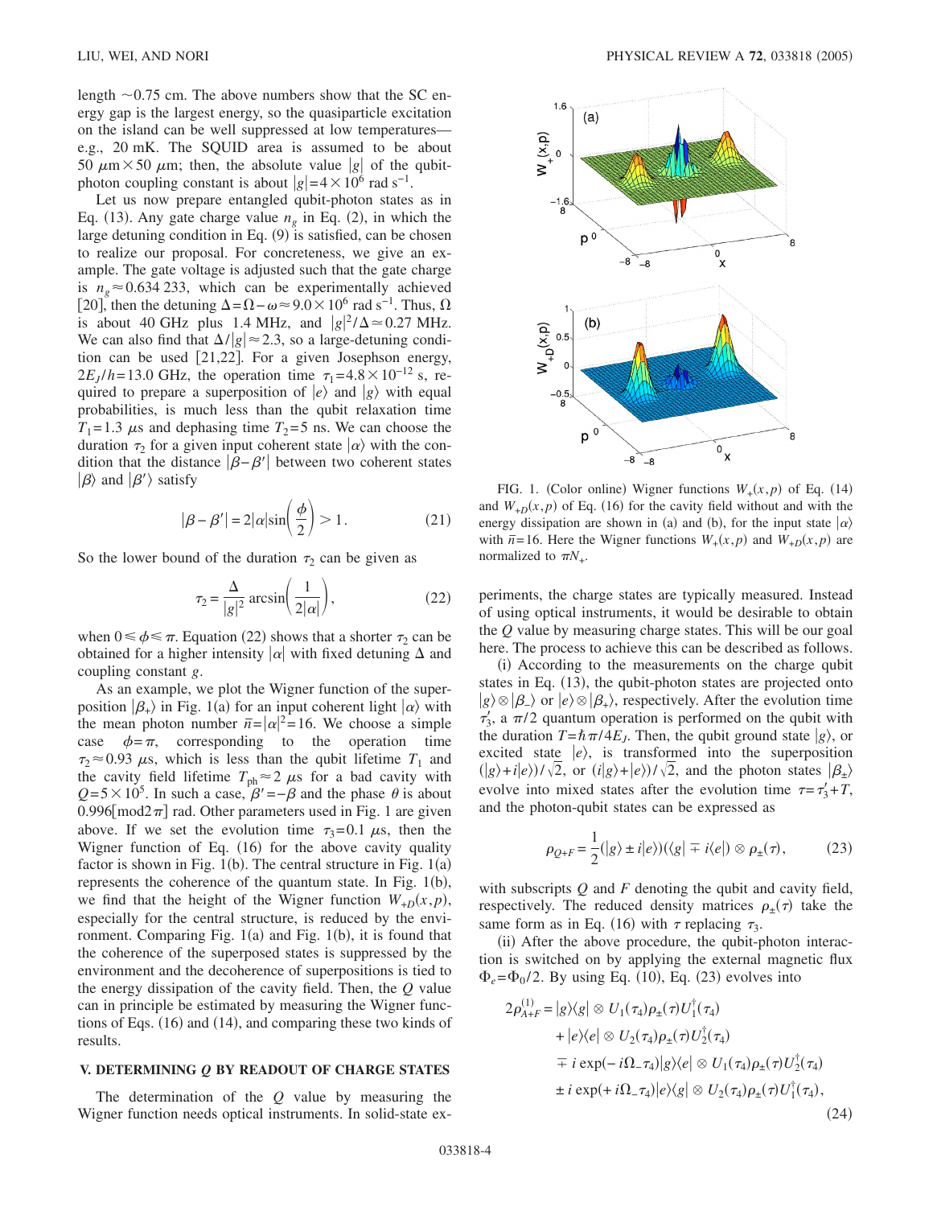length ~0.75 cm. The above numbers show that the SC energy gap is the largest energy, so the quasiparticle excitation on the island can be well suppressed at low temperatures—e.g., 20 mK. The SQUID area is assumed to be about 50 $\mu$m × 50 $\mu$m; then, the absolute value $|g|$ of the qubit-photon coupling constant is about $|g| = 4 \times 10^6$ rad s$^{-1}$.

Let us now prepare entangled qubit-photon states as in Eq. (13). Any gate charge value $n_g$ in Eq. (2), in which the large detuning condition in Eq. (9) is satisfied, can be chosen to realize our proposal. For concreteness, we give an example. The gate voltage is adjusted such that the gate charge is $n_g \approx 0.634\,233$, which can be experimentally achieved [20], then the detuning $\Delta = \Omega - \omega \approx 9.0 \times 10^6$ rad s$^{-1}$. Thus, $\Omega$ is about 40 GHz plus 1.4 MHz, and $|g|^2/\Delta \simeq 0.27$ MHz. We can also find that $\Delta/|g| \approx 2.3$, so a large-detuning condition can be used [21,22]. For a given Josephson energy, $2E_J/h = 13.0$ GHz, the operation time $\tau_1 = 4.8 \times 10^{-12}$ s, required to prepare a superposition of $|e\rangle$ and $|g\rangle$ with equal probabilities, is much less than the qubit relaxation time $T_1 = 1.3$ $\mu$s and dephasing time $T_2 = 5$ ns. We can choose the duration $\tau_2$ for a given input coherent state $|\alpha\rangle$ with the condition that the distance $|\beta - \beta'|$ between two coherent states $|\beta\rangle$ and $|\beta'\rangle$ satisfy

$$|\beta - \beta'| = 2|\alpha| \sin\left(\frac{\phi}{2}\right) > 1. \tag{21}$$

So the lower bound of the duration $\tau_2$ can be given as

$$\tau_2 = \frac{\Delta}{|g|^2} \arcsin\left(\frac{1}{2|\alpha|}\right), \tag{22}$$

when $0 \leq \phi \leq \pi$. Equation (22) shows that a shorter $\tau_2$ can be obtained for a higher intensity $|\alpha|$ with fixed detuning $\Delta$ and coupling constant $g$.

As an example, we plot the Wigner function of the superposition $|\beta_+\rangle$ in Fig. 1(a) for an input coherent light $|\alpha\rangle$ with the mean photon number $\bar{n} = |\alpha|^2 = 16$. We choose a simple case $\phi = \pi$, corresponding to the operation time $\tau_2 \approx 0.93$ $\mu$s, which is less than the qubit lifetime $T_1$ and the cavity field lifetime $T_{\rm ph} \approx 2$ $\mu$s for a bad cavity with $Q = 5 \times 10^5$. In such a case, $\beta' = -\beta$ and the phase $\theta$ is about $0.996[\bmod 2\pi]$ rad. Other parameters used in Fig. 1 are given above. If we set the evolution time $\tau_3 = 0.1$ $\mu$s, then the Wigner function of Eq. (16) for the above cavity quality factor is shown in Fig. 1(b). The central structure in Fig. 1(a) represents the coherence of the quantum state. In Fig. 1(b), we find that the height of the Wigner function $W_{+D}(x,p)$, especially for the central structure, is reduced by the environment. Comparing Fig. 1(a) and Fig. 1(b), it is found that the coherence of the superposed states is suppressed by the environment and the decoherence of superpositions is tied to the energy dissipation of the cavity field. Then, the $Q$ value can in principle be estimated by measuring the Wigner functions of Eqs. (16) and (14), and comparing these two kinds of results.

FIG. 1. (Color online) Wigner functions $W_+(x,p)$ of Eq. (14) and $W_{+D}(x,p)$ of Eq. (16) for the cavity field without and with the energy dissipation are shown in (a) and (b), for the input state $|\alpha\rangle$ with $\bar{n} = 16$. Here the Wigner functions $W_+(x,p)$ and $W_{+D}(x,p)$ are normalized to $\pi N_+$.

## V. DETERMINING $Q$ BY READOUT OF CHARGE STATES

The determination of the $Q$ value by measuring the Wigner function needs optical instruments. In solid-state experiments, the charge states are typically measured. Instead of using optical instruments, it would be desirable to obtain the $Q$ value by measuring charge states. This will be our goal here. The process to achieve this can be described as follows.

(i) According to the measurements on the charge qubit states in Eq. (13), the qubit-photon states are projected onto $|g\rangle \otimes |\beta_-\rangle$ or $|e\rangle \otimes |\beta_+\rangle$, respectively. After the evolution time $\tau_3'$, a $\pi/2$ quantum operation is performed on the qubit with the duration $T = \hbar\pi/4E_J$. Then, the qubit ground state $|g\rangle$, or excited state $|e\rangle$, is transformed into the superposition $(|g\rangle + i|e\rangle)/\sqrt{2}$, or $(i|g\rangle + |e\rangle)/\sqrt{2}$, and the photon states $|\beta_\pm\rangle$ evolve into mixed states after the evolution time $\tau = \tau_3' + T$, and the photon-qubit states can be expressed as

$$\rho_{Q+F} = \frac{1}{2}(|g\rangle \pm i|e\rangle)(\langle g| \mp i\langle e|) \otimes \rho_\pm(\tau), \tag{23}$$

with subscripts $Q$ and $F$ denoting the qubit and cavity field, respectively. The reduced density matrices $\rho_\pm(\tau)$ take the same form as in Eq. (16) with $\tau$ replacing $\tau_3$.

(ii) After the above procedure, the qubit-photon interaction is switched on by applying the external magnetic flux $\Phi_e = \Phi_0/2$. By using Eq. (10), Eq. (23) evolves into

$$\begin{aligned}
2\rho_{A+F}^{(1)} = &\, |g\rangle\langle g| \otimes U_1(\tau_4)\rho_\pm(\tau)U_1^\dagger(\tau_4) \\
&+ |e\rangle\langle e| \otimes U_2(\tau_4)\rho_\pm(\tau)U_2^\dagger(\tau_4) \\
&\mp i \exp(-i\Omega_-\tau_4)|g\rangle\langle e| \otimes U_1(\tau_4)\rho_\pm(\tau)U_2^\dagger(\tau_4) \\
&\pm i \exp(+i\Omega_-\tau_4)|e\rangle\langle g| \otimes U_2(\tau_4)\rho_\pm(\tau)U_1^\dagger(\tau_4),
\end{aligned} \tag{24}$$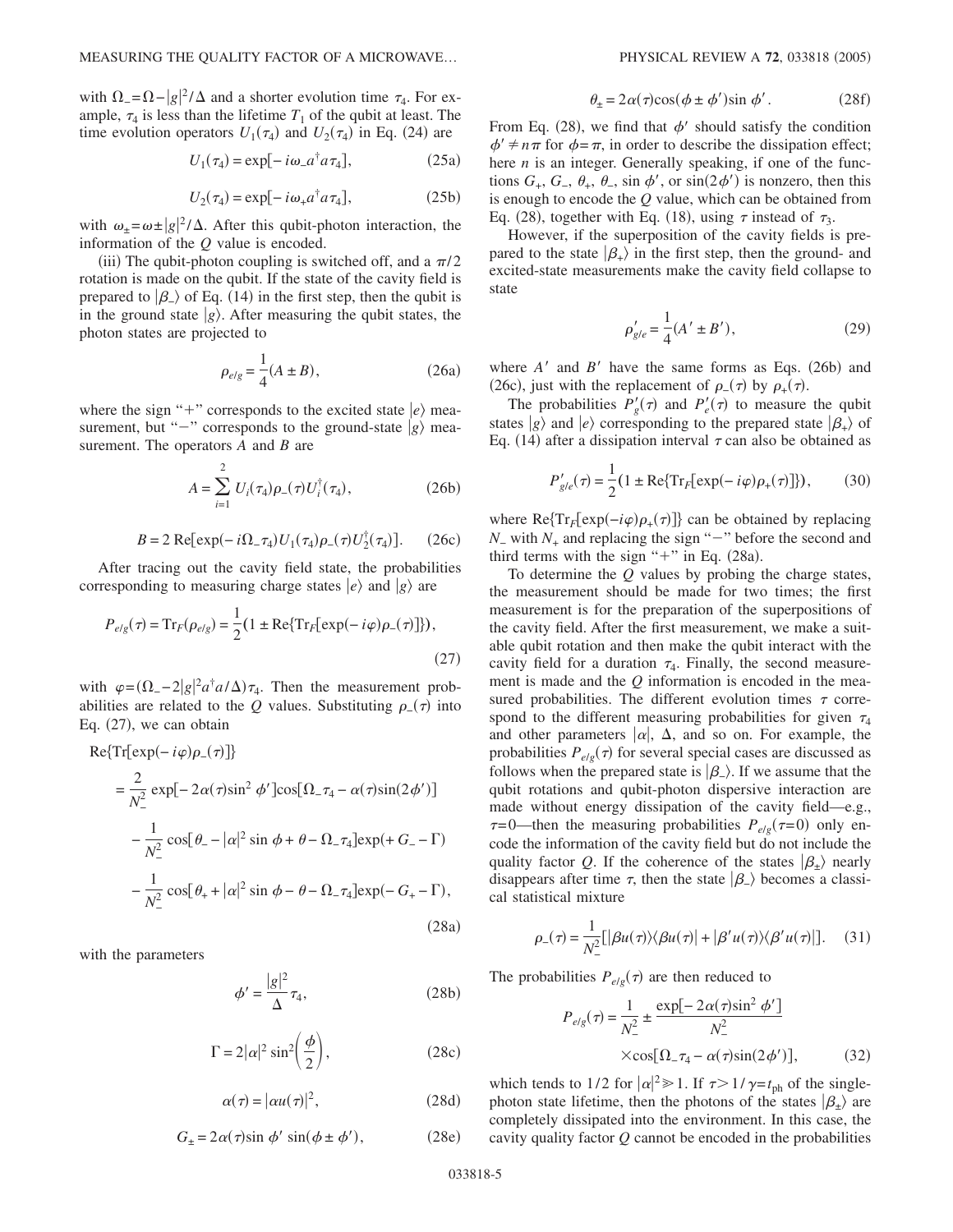with $\Omega_{-}=\Omega-|g|^2/\Delta$ and a shorter evolution time $\tau_4$. For example, $\tau_4$ is less than the lifetime $T_1$ of the qubit at least. The time evolution operators $U_1(\tau_4)$ and $U_2(\tau_4)$ in Eq. (24) are

$$U_1(\tau_4)=\exp[-i\omega_{-}a^{\dagger}a\tau_4], \tag{25a}$$

$$U_2(\tau_4)=\exp[-i\omega_{+}a^{\dagger}a\tau_4], \tag{25b}$$

with $\omega_{\pm}=\omega\pm|g|^2/\Delta$. After this qubit-photon interaction, the information of the $Q$ value is encoded.

(iii) The qubit-photon coupling is switched off, and a $\pi/2$ rotation is made on the qubit. If the state of the cavity field is prepared to $|\beta_{-}\rangle$ of Eq. (14) in the first step, then the qubit is in the ground state $|g\rangle$. After measuring the qubit states, the photon states are projected to

$$\rho_{e/g}=\frac{1}{4}(A\pm B), \tag{26a}$$

where the sign "+" corresponds to the excited state $|e\rangle$ measurement, but "−" corresponds to the ground-state $|g\rangle$ measurement. The operators $A$ and $B$ are

$$A=\sum_{i=1}^{2}U_i(\tau_4)\rho_{-}(\tau)U_i^{\dagger}(\tau_4), \tag{26b}$$

$$B=2\,\mathrm{Re}[\exp(-i\Omega_{-}\tau_4)U_1(\tau_4)\rho_{-}(\tau)U_2^{\dagger}(\tau_4)]. \tag{26c}$$

After tracing out the cavity field state, the probabilities corresponding to measuring charge states $|e\rangle$ and $|g\rangle$ are

$$P_{e/g}(\tau)=\mathrm{Tr}_F(\rho_{e/g})=\frac{1}{2}(1\pm\mathrm{Re}\{\mathrm{Tr}_F[\exp(-i\varphi)\rho_{-}(\tau)]\}), \tag{27}$$

with $\varphi=(\Omega_{-}-2|g|^2a^{\dagger}a/\Delta)\tau_4$. Then the measurement probabilities are related to the $Q$ values. Substituting $\rho_{-}(\tau)$ into Eq. (27), we can obtain

$$\begin{aligned}
&\mathrm{Re}\{\mathrm{Tr}[\exp(-i\varphi)\rho_{-}(\tau)]\}\\
&=\frac{2}{N_{-}^2}\exp[-2\alpha(\tau)\sin^2\phi']\cos[\Omega_{-}\tau_4-\alpha(\tau)\sin(2\phi')]\\
&\quad-\frac{1}{N_{-}^2}\cos[\theta_{-}-|\alpha|^2\sin\phi+\theta-\Omega_{-}\tau_4]\exp(+G_{-}-\Gamma)\\
&\quad-\frac{1}{N_{-}^2}\cos[\theta_{+}+|\alpha|^2\sin\phi-\theta-\Omega_{-}\tau_4]\exp(-G_{+}-\Gamma),
\end{aligned} \tag{28a}$$

with the parameters

$$\phi'=\frac{|g|^2}{\Delta}\tau_4, \tag{28b}$$

$$\Gamma=2|\alpha|^2\sin^2\left(\frac{\phi}{2}\right), \tag{28c}$$

$$\alpha(\tau)=|\alpha u(\tau)|^2, \tag{28d}$$

$$G_{\pm}=2\alpha(\tau)\sin\phi'\,\sin(\phi\pm\phi'), \tag{28e}$$

$$\theta_{\pm}=2\alpha(\tau)\cos(\phi\pm\phi')\sin\phi'. \tag{28f}$$

From Eq. (28), we find that $\phi'$ should satisfy the condition $\phi'\neq n\pi$ for $\phi=\pi$, in order to describe the dissipation effect; here $n$ is an integer. Generally speaking, if one of the functions $G_{+}$, $G_{-}$, $\theta_{+}$, $\theta_{-}$, $\sin\phi'$, or $\sin(2\phi')$ is nonzero, then this is enough to encode the $Q$ value, which can be obtained from Eq. (28), together with Eq. (18), using $\tau$ instead of $\tau_3$.

However, if the superposition of the cavity fields is prepared to the state $|\beta_{+}\rangle$ in the first step, then the ground- and excited-state measurements make the cavity field collapse to state

$$\rho'_{g/e}=\frac{1}{4}(A'\pm B'), \tag{29}$$

where $A'$ and $B'$ have the same forms as Eqs. (26b) and (26c), just with the replacement of $\rho_{-}(\tau)$ by $\rho_{+}(\tau)$.

The probabilities $P'_g(\tau)$ and $P'_e(\tau)$ to measure the qubit states $|g\rangle$ and $|e\rangle$ corresponding to the prepared state $|\beta_{+}\rangle$ of Eq. (14) after a dissipation interval $\tau$ can also be obtained as

$$P'_{g/e}(\tau)=\frac{1}{2}(1\pm\mathrm{Re}\{\mathrm{Tr}_F[\exp(-i\varphi)\rho_{+}(\tau)]\}), \tag{30}$$

where $\mathrm{Re}\{\mathrm{Tr}_F[\exp(-i\varphi)\rho_{+}(\tau)]\}$ can be obtained by replacing $N_{-}$ with $N_{+}$ and replacing the sign "−" before the second and third terms with the sign "+" in Eq. (28a).

To determine the $Q$ values by probing the charge states, the measurement should be made for two times; the first measurement is for the preparation of the superpositions of the cavity field. After the first measurement, we make a suitable qubit rotation and then make the qubit interact with the cavity field for a duration $\tau_4$. Finally, the second measurement is made and the $Q$ information is encoded in the measured probabilities. The different evolution times $\tau$ correspond to the different measuring probabilities for given $\tau_4$ and other parameters $|\alpha|$, $\Delta$, and so on. For example, the probabilities $P_{e/g}(\tau)$ for several special cases are discussed as follows when the prepared state is $|\beta_{-}\rangle$. If we assume that the qubit rotations and qubit-photon dispersive interaction are made without energy dissipation of the cavity field—e.g., $\tau=0$—then the measuring probabilities $P_{e/g}(\tau=0)$ only encode the information of the cavity field but do not include the quality factor $Q$. If the coherence of the states $|\beta_{\pm}\rangle$ nearly disappears after time $\tau$, then the state $|\beta_{-}\rangle$ becomes a classical statistical mixture

$$\rho_{-}(\tau)=\frac{1}{N_{-}^2}[|\beta u(\tau)\rangle\langle\beta u(\tau)|+|\beta' u(\tau)\rangle\langle\beta' u(\tau)|]. \tag{31}$$

The probabilities $P_{e/g}(\tau)$ are then reduced to

$$\begin{aligned}
P_{e/g}(\tau)=\frac{1}{N_{-}^2}\pm\frac{\exp[-2\alpha(\tau)\sin^2\phi']}{N_{-}^2}\\
\times\cos[\Omega_{-}\tau_4-\alpha(\tau)\sin(2\phi')],
\end{aligned} \tag{32}$$

which tends to $1/2$ for $|\alpha|^2\gg 1$. If $\tau>1/\gamma=t_{\mathrm{ph}}$ of the single-photon state lifetime, then the photons of the states $|\beta_{\pm}\rangle$ are completely dissipated into the environment. In this case, the cavity quality factor $Q$ cannot be encoded in the probabilities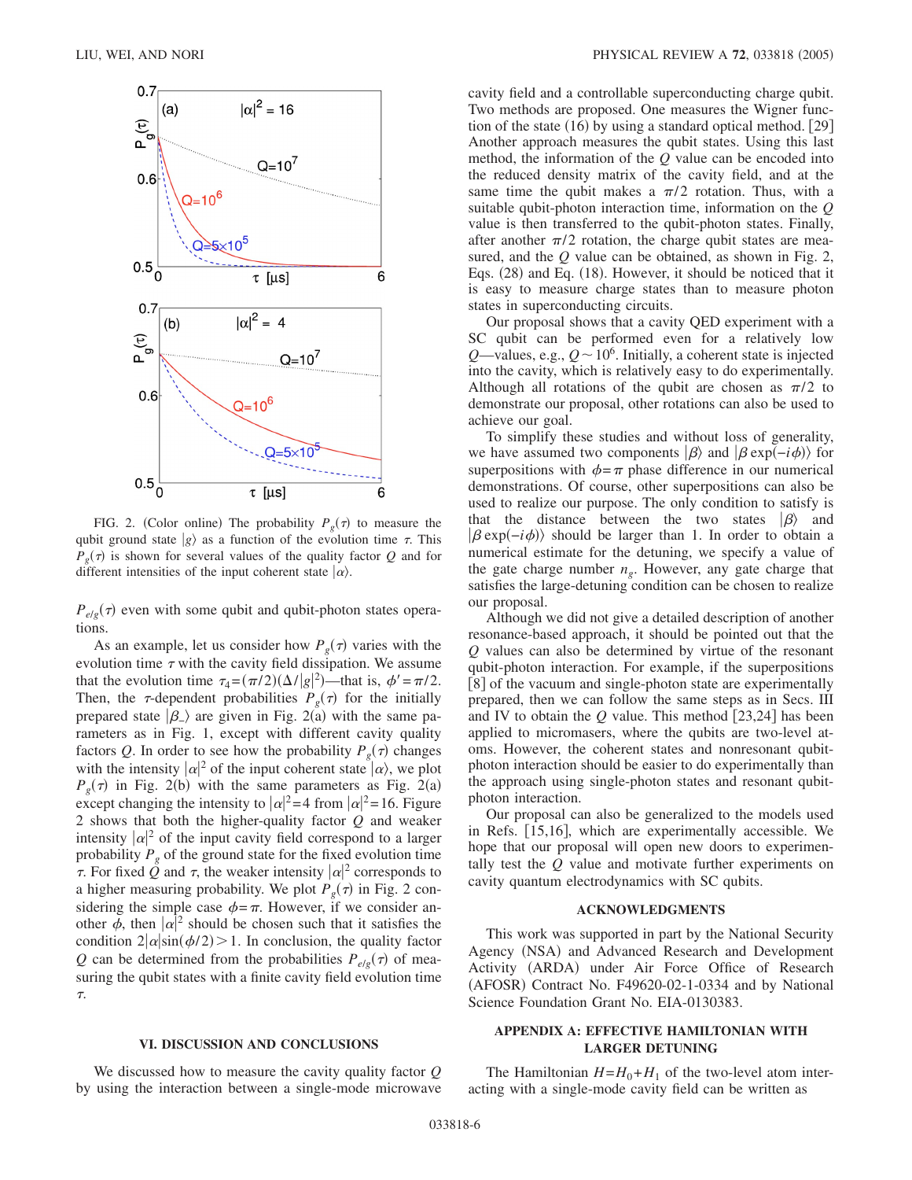FIG. 2. (Color online) The probability $P_g(\tau)$ to measure the qubit ground state $|g\rangle$ as a function of the evolution time $\tau$. This $P_g(\tau)$ is shown for several values of the quality factor $Q$ and for different intensities of the input coherent state $|\alpha\rangle$.

$P_{e/g}(\tau)$ even with some qubit and qubit-photon states operations.

As an example, let us consider how $P_g(\tau)$ varies with the evolution time $\tau$ with the cavity field dissipation. We assume that the evolution time $\tau_4 = (\pi/2)(\Delta/|g|^2)$—that is, $\phi' = \pi/2$. Then, the $\tau$-dependent probabilities $P_g(\tau)$ for the initially prepared state $|\beta_-\rangle$ are given in Fig. 2(a) with the same parameters as in Fig. 1, except with different cavity quality factors $Q$. In order to see how the probability $P_g(\tau)$ changes with the intensity $|\alpha|^2$ of the input coherent state $|\alpha\rangle$, we plot $P_g(\tau)$ in Fig. 2(b) with the same parameters as Fig. 2(a) except changing the intensity to $|\alpha|^2 = 4$ from $|\alpha|^2 = 16$. Figure 2 shows that both the higher-quality factor $Q$ and weaker intensity $|\alpha|^2$ of the input cavity field correspond to a larger probability $P_g$ of the ground state for the fixed evolution time $\tau$. For fixed $Q$ and $\tau$, the weaker intensity $|\alpha|^2$ corresponds to a higher measuring probability. We plot $P_g(\tau)$ in Fig. 2 considering the simple case $\phi = \pi$. However, if we consider another $\phi$, then $|\alpha|^2$ should be chosen such that it satisfies the condition $2|\alpha|\sin(\phi/2) > 1$. In conclusion, the quality factor $Q$ can be determined from the probabilities $P_{e/g}(\tau)$ of measuring the qubit states with a finite cavity field evolution time $\tau$.

## VI. DISCUSSION AND CONCLUSIONS

We discussed how to measure the cavity quality factor $Q$ by using the interaction between a single-mode microwave cavity field and a controllable superconducting charge qubit. Two methods are proposed. One measures the Wigner function of the state (16) by using a standard optical method. [29] Another approach measures the qubit states. Using this last method, the information of the $Q$ value can be encoded into the reduced density matrix of the cavity field, and at the same time the qubit makes a $\pi/2$ rotation. Thus, with a suitable qubit-photon interaction time, information on the $Q$ value is then transferred to the qubit-photon states. Finally, after another $\pi/2$ rotation, the charge qubit states are measured, and the $Q$ value can be obtained, as shown in Fig. 2, Eqs. (28) and Eq. (18). However, it should be noticed that it is easy to measure charge states than to measure photon states in superconducting circuits.

Our proposal shows that a cavity QED experiment with a SC qubit can be performed even for a relatively low $Q$—values, e.g., $Q \sim 10^6$. Initially, a coherent state is injected into the cavity, which is relatively easy to do experimentally. Although all rotations of the qubit are chosen as $\pi/2$ to demonstrate our proposal, other rotations can also be used to achieve our goal.

To simplify these studies and without loss of generality, we have assumed two components $|\beta\rangle$ and $|\beta \exp(-i\phi)\rangle$ for superpositions with $\phi = \pi$ phase difference in our numerical demonstrations. Of course, other superpositions can also be used to realize our purpose. The only condition to satisfy is that the distance between the two states $|\beta\rangle$ and $|\beta \exp(-i\phi)\rangle$ should be larger than 1. In order to obtain a numerical estimate for the detuning, we specify a value of the gate charge number $n_g$. However, any gate charge that satisfies the large-detuning condition can be chosen to realize our proposal.

Although we did not give a detailed description of another resonance-based approach, it should be pointed out that the $Q$ values can also be determined by virtue of the resonant qubit-photon interaction. For example, if the superpositions [8] of the vacuum and single-photon state are experimentally prepared, then we can follow the same steps as in Secs. III and IV to obtain the $Q$ value. This method [23,24] has been applied to micromasers, where the qubits are two-level atoms. However, the coherent states and nonresonant qubit-photon interaction should be easier to do experimentally than the approach using single-photon states and resonant qubit-photon interaction.

Our proposal can also be generalized to the models used in Refs. [15,16], which are experimentally accessible. We hope that our proposal will open new doors to experimentally test the $Q$ value and motivate further experiments on cavity quantum electrodynamics with SC qubits.

## ACKNOWLEDGMENTS

This work was supported in part by the National Security Agency (NSA) and Advanced Research and Development Activity (ARDA) under Air Force Office of Research (AFOSR) Contract No. F49620-02-1-0334 and by National Science Foundation Grant No. EIA-0130383.

## APPENDIX A: EFFECTIVE HAMILTONIAN WITH LARGER DETUNING

The Hamiltonian $H = H_0 + H_1$ of the two-level atom interacting with a single-mode cavity field can be written as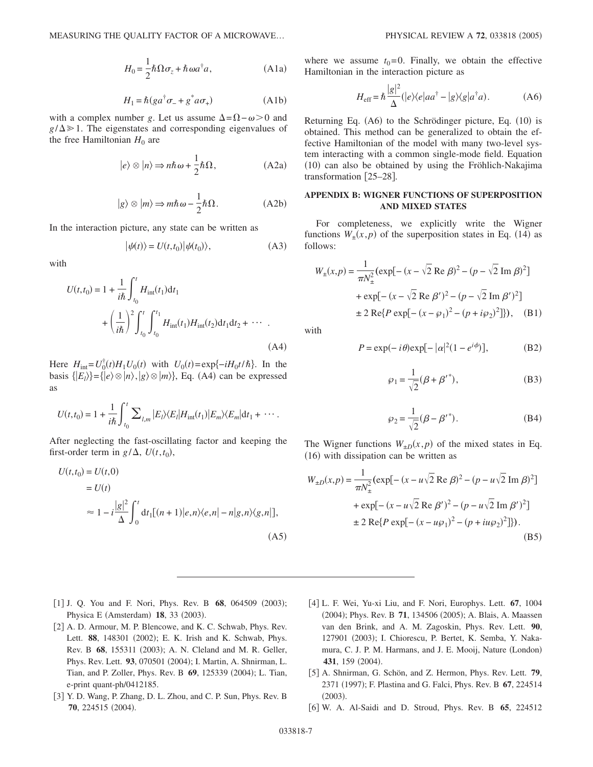$$H_0 = \frac{1}{2}\hbar\Omega\sigma_z + \hbar\omega a^\dagger a, \tag{A1a}$$

$$H_1 = \hbar(g a^\dagger \sigma_- + g^* a \sigma_+) \tag{A1b}$$

with a complex number $g$. Let us assume $\Delta = \Omega - \omega > 0$ and $g/\Delta \gg 1$. The eigenstates and corresponding eigenvalues of the free Hamiltonian $H_0$ are

$$|e\rangle \otimes |n\rangle \Rightarrow n\hbar\omega + \frac{1}{2}\hbar\Omega, \tag{A2a}$$

$$|g\rangle \otimes |m\rangle \Rightarrow m\hbar\omega - \frac{1}{2}\hbar\Omega. \tag{A2b}$$

In the interaction picture, any state can be written as

$$|\psi(t)\rangle = U(t,t_0)|\psi(t_0)\rangle, \tag{A3}$$

with

$$U(t,t_0) = 1 + \frac{1}{i\hbar}\int_{t_0}^{t} H_{\text{int}}(t_1)\mathrm{d}t_1 + \left(\frac{1}{i\hbar}\right)^2 \int_{t_0}^{t}\int_{t_0}^{t_1} H_{\text{int}}(t_1)H_{\text{int}}(t_2)\mathrm{d}t_1\mathrm{d}t_2 + \cdots . \tag{A4}$$

Here $H_{\text{int}} = U_0^\dagger(t)H_1U_0(t)$ with $U_0(t) = \exp\{-iH_0t/\hbar\}$. In the basis $\{|E_l\rangle\} = \{|e\rangle \otimes |n\rangle, |g\rangle \otimes |m\rangle\}$, Eq. (A4) can be expressed as

$$U(t,t_0) = 1 + \frac{1}{i\hbar}\int_{t_0}^{t} \sum_{l,m} |E_l\rangle\langle E_l|H_{\text{int}}(t_1)|E_m\rangle\langle E_m|\mathrm{d}t_1 + \cdots .$$

After neglecting the fast-oscillating factor and keeping the first-order term in $g/\Delta$, $U(t,t_0)$,

$$\begin{aligned} U(t,t_0) &= U(t,0) \\ &= U(t) \\ &\approx 1 - i\frac{|g|^2}{\Delta}\int_0^t \mathrm{d}t_1[(n+1)|e,n\rangle\langle e,n| - n|g,n\rangle\langle g,n|], \end{aligned} \tag{A5}$$

where we assume $t_0 = 0$. Finally, we obtain the effective Hamiltonian in the interaction picture as

$$H_{\text{eff}} = \hbar\frac{|g|^2}{\Delta}(|e\rangle\langle e|aa^\dagger - |g\rangle\langle g|a^\dagger a). \tag{A6}$$

Returning Eq. (A6) to the Schrödinger picture, Eq. (10) is obtained. This method can be generalized to obtain the effective Hamiltonian of the model with many two-level system interacting with a common single-mode field. Equation (10) can also be obtained by using the Fröhlich-Nakajima transformation [25–28].

## APPENDIX B: WIGNER FUNCTIONS OF SUPERPOSITION AND MIXED STATES

For completeness, we explicitly write the Wigner functions $W_\pm(x,p)$ of the superposition states in Eq. (14) as follows:

$$\begin{aligned} W_\pm(x,p) = \frac{1}{\pi N_\pm^2}(&\exp[-(x-\sqrt{2}\,\text{Re}\,\beta)^2 - (p-\sqrt{2}\,\text{Im}\,\beta)^2] \\ &+ \exp[-(x-\sqrt{2}\,\text{Re}\,\beta')^2 - (p-\sqrt{2}\,\text{Im}\,\beta')^2] \\ &\pm 2\,\text{Re}\{P\exp[-(x-\wp_1)^2 - (p+i\wp_2)^2]\}), \end{aligned} \tag{B1}$$

with

$$P = \exp(-i\theta)\exp[-|\alpha|^2(1-e^{i\phi})], \tag{B2}$$

$$\wp_1 = \frac{1}{\sqrt{2}}(\beta + \beta'^*), \tag{B3}$$

$$\wp_2 = \frac{1}{\sqrt{2}}(\beta - \beta'^*). \tag{B4}$$

The Wigner functions $W_{\pm D}(x,p)$ of the mixed states in Eq. (16) with dissipation can be written as

$$\begin{aligned} W_{\pm D}(x,p) = \frac{1}{\pi N_\pm^2}(&\exp[-(x-u\sqrt{2}\,\text{Re}\,\beta)^2 - (p-u\sqrt{2}\,\text{Im}\,\beta)^2] \\ &+ \exp[-(x-u\sqrt{2}\,\text{Re}\,\beta')^2 - (p-u\sqrt{2}\,\text{Im}\,\beta')^2] \\ &\pm 2\,\text{Re}\{P\exp[-(x-u\wp_1)^2 - (p+iu\wp_2)^2]\}). \end{aligned} \tag{B5}$$

---

[1] J. Q. You and F. Nori, Phys. Rev. B **68**, 064509 (2003); Physica E (Amsterdam) **18**, 33 (2003).

[2] A. D. Armour, M. P. Blencowe, and K. C. Schwab, Phys. Rev. Lett. **88**, 148301 (2002); E. K. Irish and K. Schwab, Phys. Rev. B **68**, 155311 (2003); A. N. Cleland and M. R. Geller, Phys. Rev. Lett. **93**, 070501 (2004); I. Martin, A. Shnirman, L. Tian, and P. Zoller, Phys. Rev. B **69**, 125339 (2004); L. Tian, e-print quant-ph/0412185.

[3] Y. D. Wang, P. Zhang, D. L. Zhou, and C. P. Sun, Phys. Rev. B **70**, 224515 (2004).

[4] L. F. Wei, Yu-xi Liu, and F. Nori, Europhys. Lett. **67**, 1004 (2004); Phys. Rev. B **71**, 134506 (2005); A. Blais, A. Maassen van den Brink, and A. M. Zagoskin, Phys. Rev. Lett. **90**, 127901 (2003); I. Chiorescu, P. Bertet, K. Semba, Y. Nakamura, C. J. P. M. Harmans, and J. E. Mooij, Nature (London) **431**, 159 (2004).

[5] A. Shnirman, G. Schön, and Z. Hermon, Phys. Rev. Lett. **79**, 2371 (1997); F. Plastina and G. Falci, Phys. Rev. B **67**, 224514 (2003).

[6] W. A. Al-Saidi and D. Stroud, Phys. Rev. B **65**, 224512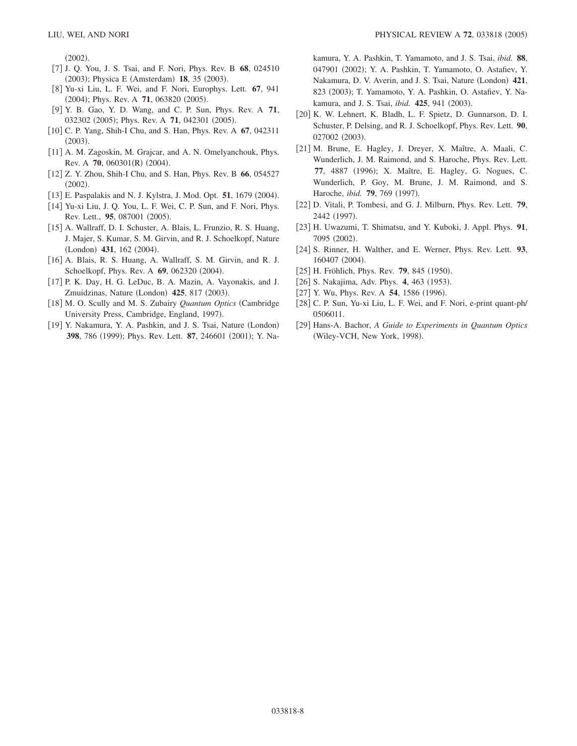(2002).

[7] J. Q. You, J. S. Tsai, and F. Nori, Phys. Rev. B **68**, 024510 (2003); Physica E (Amsterdam) **18**, 35 (2003).

[8] Yu-xi Liu, L. F. Wei, and F. Nori, Europhys. Lett. **67**, 941 (2004); Phys. Rev. A **71**, 063820 (2005).

[9] Y. B. Gao, Y. D. Wang, and C. P. Sun, Phys. Rev. A **71**, 032302 (2005); Phys. Rev. A **71**, 042301 (2005).

[10] C. P. Yang, Shih-I Chu, and S. Han, Phys. Rev. A **67**, 042311 (2003).

[11] A. M. Zagoskin, M. Grajcar, and A. N. Omelyanchouk, Phys. Rev. A **70**, 060301(R) (2004).

[12] Z. Y. Zhou, Shih-I Chu, and S. Han, Phys. Rev. B **66**, 054527 (2002).

[13] E. Paspalakis and N. J. Kylstra, J. Mod. Opt. **51**, 1679 (2004).

[14] Yu-xi Liu, J. Q. You, L. F. Wei, C. P. Sun, and F. Nori, Phys. Rev. Lett., **95**, 087001 (2005).

[15] A. Wallraff, D. I. Schuster, A. Blais, L. Frunzio, R. S. Huang, J. Majer, S. Kumar, S. M. Girvin, and R. J. Schoelkopf, Nature (London) **431**, 162 (2004).

[16] A. Blais, R. S. Huang, A. Wallraff, S. M. Girvin, and R. J. Schoelkopf, Phys. Rev. A **69**, 062320 (2004).

[17] P. K. Day, H. G. LeDuc, B. A. Mazin, A. Vayonakis, and J. Zmuidzinas, Nature (London) **425**, 817 (2003).

[18] M. O. Scully and M. S. Zubairy *Quantum Optics* (Cambridge University Press, Cambridge, England, 1997).

[19] Y. Nakamura, Y. A. Pashkin, and J. S. Tsai, Nature (London) **398**, 786 (1999); Phys. Rev. Lett. **87**, 246601 (2001); Y. Nakamura, Y. A. Pashkin, T. Yamamoto, and J. S. Tsai, *ibid.* **88**, 047901 (2002); Y. A. Pashkin, T. Yamamoto, O. Astafiev, Y. Nakamura, D. V. Averin, and J. S. Tsai, Nature (London) **421**, 823 (2003); T. Yamamoto, Y. A. Pashkin, O. Astafiev, Y. Nakamura, and J. S. Tsai, *ibid.* **425**, 941 (2003).

[20] K. W. Lehnert, K. Bladh, L. F. Spietz, D. Gunnarson, D. I. Schuster, P. Delsing, and R. J. Schoelkopf, Phys. Rev. Lett. **90**, 027002 (2003).

[21] M. Brune, E. Hagley, J. Dreyer, X. Maître, A. Maali, C. Wunderlich, J. M. Raimond, and S. Haroche, Phys. Rev. Lett. **77**, 4887 (1996); X. Maître, E. Hagley, G. Nogues, C. Wunderlich, P. Goy, M. Brune, J. M. Raimond, and S. Haroche, *ibid.* **79**, 769 (1997).

[22] D. Vitali, P. Tombesi, and G. J. Milburn, Phys. Rev. Lett. **79**, 2442 (1997).

[23] H. Uwazumi, T. Shimatsu, and Y. Kuboki, J. Appl. Phys. **91**, 7095 (2002).

[24] S. Rinner, H. Walther, and E. Werner, Phys. Rev. Lett. **93**, 160407 (2004).

[25] H. Fröhlich, Phys. Rev. **79**, 845 (1950).

[26] S. Nakajima, Adv. Phys. **4**, 463 (1953).

[27] Y. Wu, Phys. Rev. A **54**, 1586 (1996).

[28] C. P. Sun, Yu-xi Liu, L. F. Wei, and F. Nori, e-print quant-ph/0506011.

[29] Hans-A. Bachor, *A Guide to Experiments in Quantum Optics* (Wiley-VCH, New York, 1998).